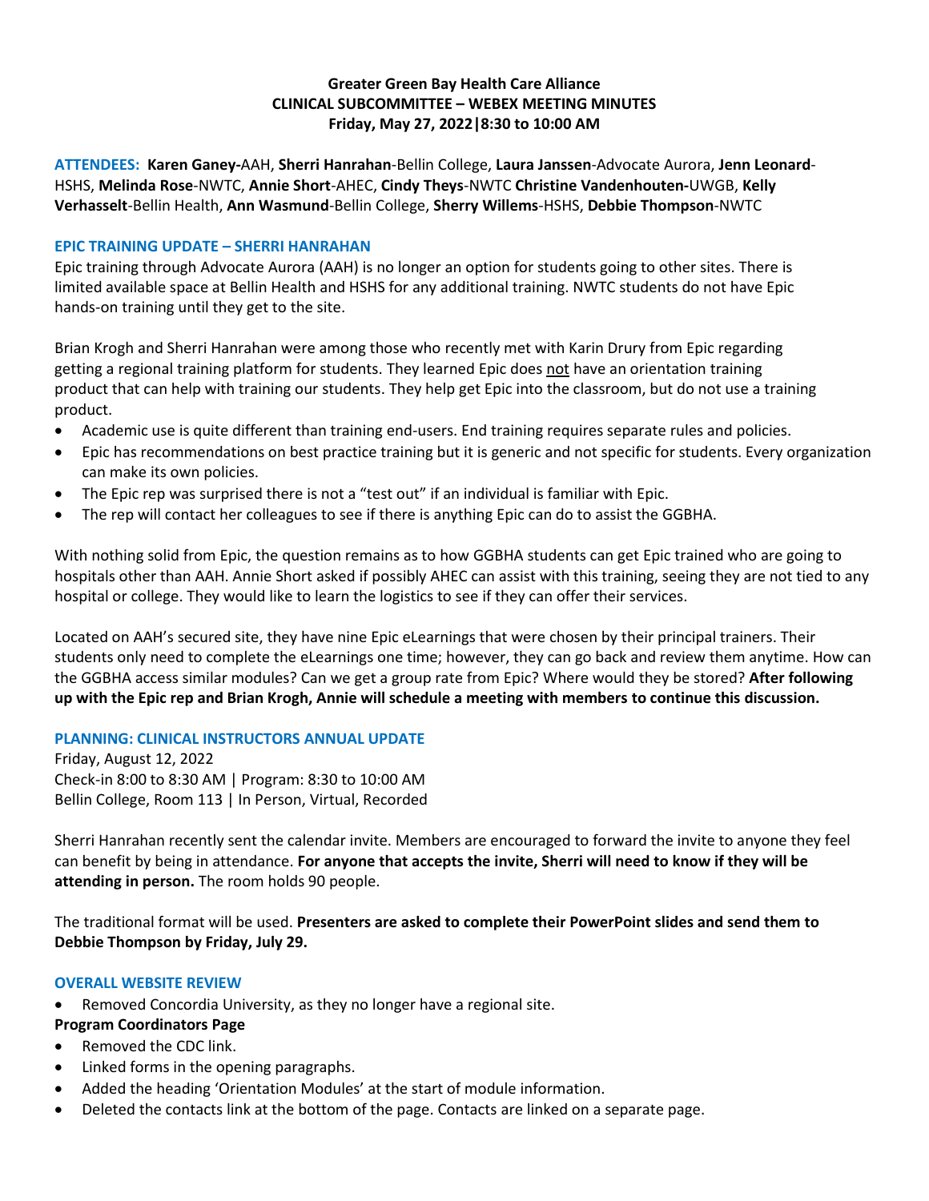# Greater Green Bay Health Care Alliance
## CLINICAL SUBCOMMITTEE – WEBEX MEETING MINUTES
### Friday, May 27, 2022|8:30 to 10:00 AM

**ATTENDEES:** **Karen Ganey-**AAH, **Sherri Hanrahan**-Bellin College, **Laura Janssen**-Advocate Aurora, **Jenn Leonard**-HSHS, **Melinda Rose**-NWTC, **Annie Short**-AHEC, **Cindy Theys**-NWTC **Christine Vandenhouten-**UWGB, **Kelly Verhasselt**-Bellin Health, **Ann Wasmund**-Bellin College, **Sherry Willems**-HSHS, **Debbie Thompson**-NWTC

### EPIC TRAINING UPDATE – SHERRI HANRAHAN

Epic training through Advocate Aurora (AAH) is no longer an option for students going to other sites. There is limited available space at Bellin Health and HSHS for any additional training. NWTC students do not have Epic hands-on training until they get to the site.

Brian Krogh and Sherri Hanrahan were among those who recently met with Karin Drury from Epic regarding getting a regional training platform for students. They learned Epic does <u>not</u> have an orientation training product that can help with training our students. They help get Epic into the classroom, but do not use a training product.

- Academic use is quite different than training end-users. End training requires separate rules and policies.
- Epic has recommendations on best practice training but it is generic and not specific for students. Every organization can make its own policies.
- The Epic rep was surprised there is not a "test out" if an individual is familiar with Epic.
- The rep will contact her colleagues to see if there is anything Epic can do to assist the GGBHA.

With nothing solid from Epic, the question remains as to how GGBHA students can get Epic trained who are going to hospitals other than AAH. Annie Short asked if possibly AHEC can assist with this training, seeing they are not tied to any hospital or college. They would like to learn the logistics to see if they can offer their services.

Located on AAH's secured site, they have nine Epic eLearnings that were chosen by their principal trainers. Their students only need to complete the eLearnings one time; however, they can go back and review them anytime. How can the GGBHA access similar modules? Can we get a group rate from Epic? Where would they be stored? **After following up with the Epic rep and Brian Krogh, Annie will schedule a meeting with members to continue this discussion.**

### PLANNING: CLINICAL INSTRUCTORS ANNUAL UPDATE

Friday, August 12, 2022
Check-in 8:00 to 8:30 AM | Program: 8:30 to 10:00 AM
Bellin College, Room 113 | In Person, Virtual, Recorded

Sherri Hanrahan recently sent the calendar invite. Members are encouraged to forward the invite to anyone they feel can benefit by being in attendance. **For anyone that accepts the invite, Sherri will need to know if they will be attending in person.** The room holds 90 people.

The traditional format will be used. **Presenters are asked to complete their PowerPoint slides and send them to Debbie Thompson by Friday, July 29.**

### OVERALL WEBSITE REVIEW

- Removed Concordia University, as they no longer have a regional site.

**Program Coordinators Page**

- Removed the CDC link.
- Linked forms in the opening paragraphs.
- Added the heading 'Orientation Modules' at the start of module information.
- Deleted the contacts link at the bottom of the page. Contacts are linked on a separate page.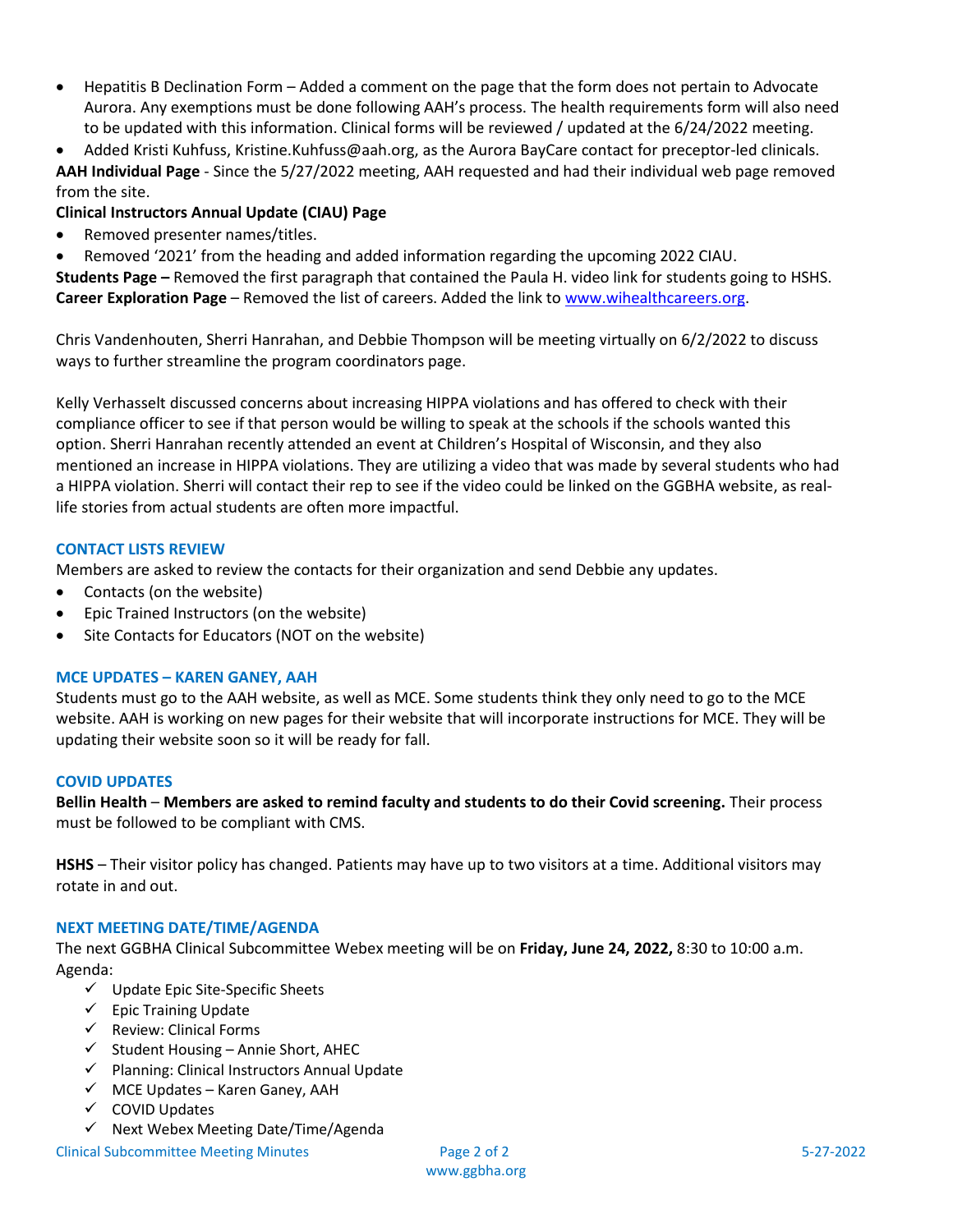- Hepatitis B Declination Form – Added a comment on the page that the form does not pertain to Advocate Aurora. Any exemptions must be done following AAH's process. The health requirements form will also need to be updated with this information. Clinical forms will be reviewed / updated at the 6/24/2022 meeting.
- Added Kristi Kuhfuss, Kristine.Kuhfuss@aah.org, as the Aurora BayCare contact for preceptor-led clinicals.

**AAH Individual Page** - Since the 5/27/2022 meeting, AAH requested and had their individual web page removed from the site.

**Clinical Instructors Annual Update (CIAU) Page**

- Removed presenter names/titles.
- Removed '2021' from the heading and added information regarding the upcoming 2022 CIAU.

**Students Page –** Removed the first paragraph that contained the Paula H. video link for students going to HSHS.

**Career Exploration Page** – Removed the list of careers. Added the link to [www.wihealthcareers.org](www.wihealthcareers.org).

Chris Vandenhouten, Sherri Hanrahan, and Debbie Thompson will be meeting virtually on 6/2/2022 to discuss ways to further streamline the program coordinators page.

Kelly Verhasselt discussed concerns about increasing HIPPA violations and has offered to check with their compliance officer to see if that person would be willing to speak at the schools if the schools wanted this option. Sherri Hanrahan recently attended an event at Children's Hospital of Wisconsin, and they also mentioned an increase in HIPPA violations. They are utilizing a video that was made by several students who had a HIPPA violation. Sherri will contact their rep to see if the video could be linked on the GGBHA website, as real-life stories from actual students are often more impactful.

## CONTACT LISTS REVIEW

Members are asked to review the contacts for their organization and send Debbie any updates.

- Contacts (on the website)
- Epic Trained Instructors (on the website)
- Site Contacts for Educators (NOT on the website)

## MCE UPDATES – KAREN GANEY, AAH

Students must go to the AAH website, as well as MCE. Some students think they only need to go to the MCE website. AAH is working on new pages for their website that will incorporate instructions for MCE. They will be updating their website soon so it will be ready for fall.

## COVID UPDATES

**Bellin Health** – **Members are asked to remind faculty and students to do their Covid screening.** Their process must be followed to be compliant with CMS.

**HSHS** – Their visitor policy has changed. Patients may have up to two visitors at a time. Additional visitors may rotate in and out.

## NEXT MEETING DATE/TIME/AGENDA

The next GGBHA Clinical Subcommittee Webex meeting will be on **Friday, June 24, 2022,** 8:30 to 10:00 a.m.

Agenda:

- ✓ Update Epic Site-Specific Sheets
- ✓ Epic Training Update
- ✓ Review: Clinical Forms
- ✓ Student Housing – Annie Short, AHEC
- ✓ Planning: Clinical Instructors Annual Update
- ✓ MCE Updates – Karen Ganey, AAH
- ✓ COVID Updates
- ✓ Next Webex Meeting Date/Time/Agenda